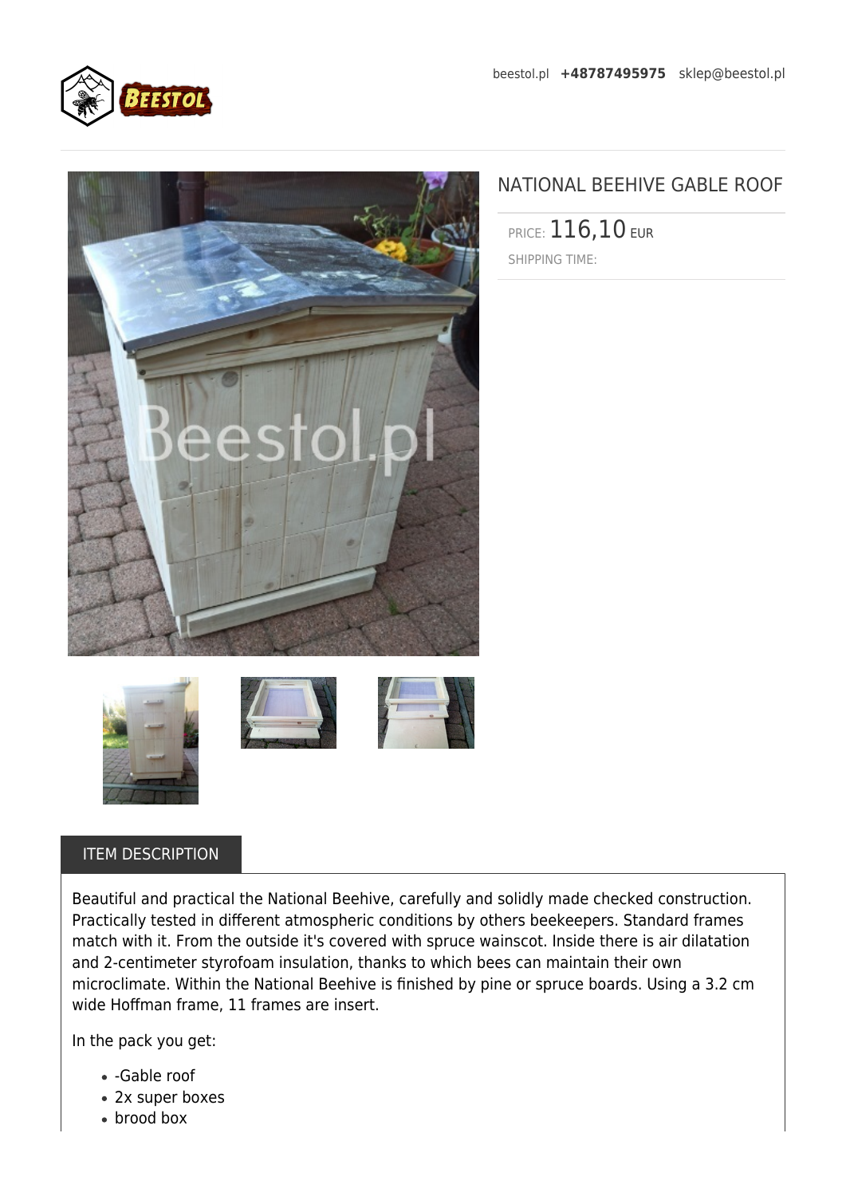beestol.pl **+48787495975** sklep@beestol.pl

# NATIONAL BEEHIVE GABLE ROOF

PRICE: 116,10 EUR

SHIPPING TIME:

## ITEM DESCRIPTION

Beautiful and practical the National Beehive, carefully and solidly made checked construction. Practically tested in different atmospheric conditions by others beekeepers. Standard frames match with it. From the outside it's covered with spruce wainscot. Inside there is air dilatation and 2-centimeter styrofoam insulation, thanks to which bees can maintain their own microclimate. Within the National Beehive is finished by pine or spruce boards. Using a 3.2 cm wide Hoffman frame, 11 frames are insert.

In the pack you get:

- -Gable roof
- 2x super boxes
- brood box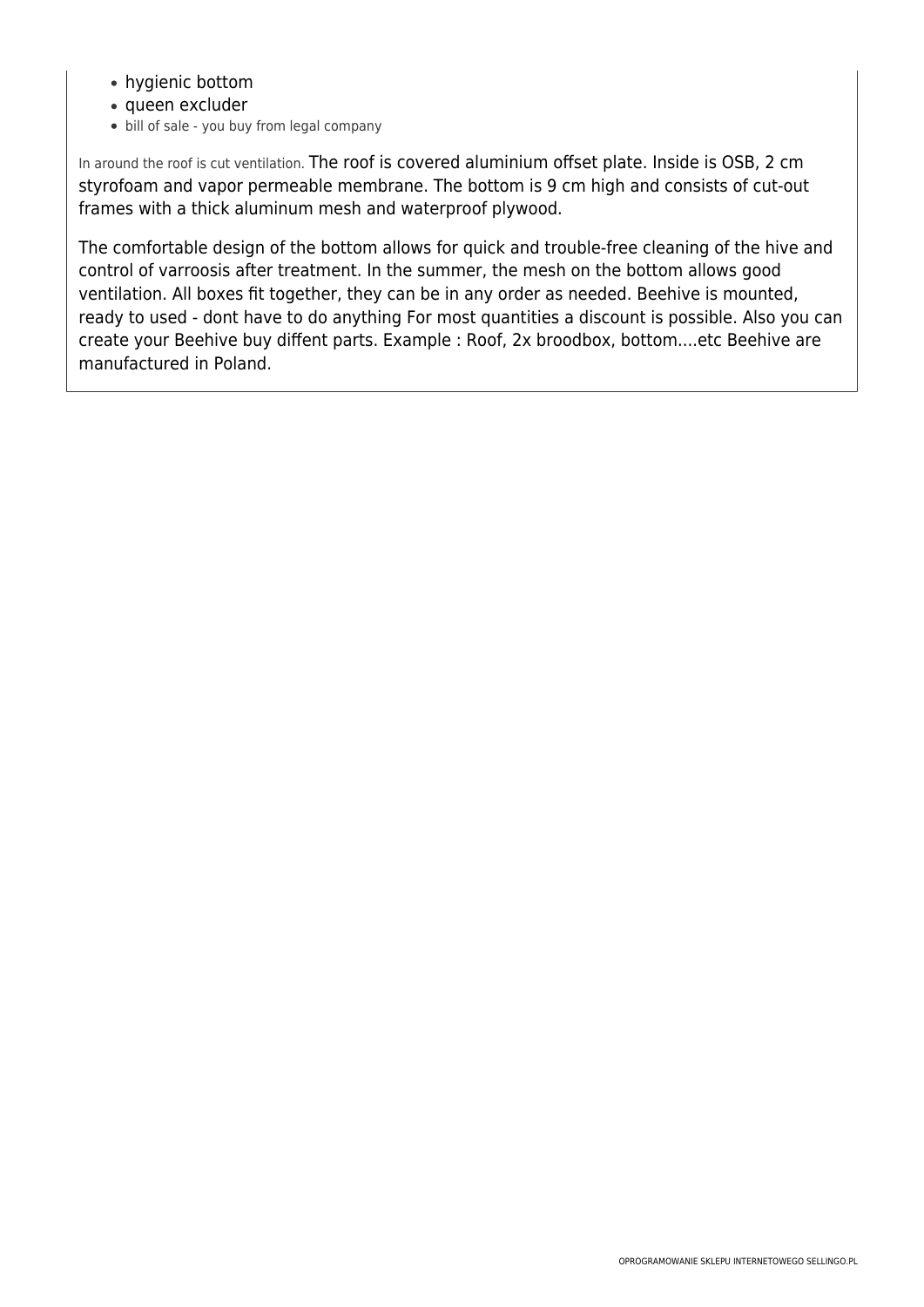- hygienic bottom
- queen excluder
- bill of sale - you buy from legal company

In around the roof is cut ventilation. The roof is covered aluminium offset plate. Inside is OSB, 2 cm styrofoam and vapor permeable membrane. The bottom is 9 cm high and consists of cut-out frames with a thick aluminum mesh and waterproof plywood.

The comfortable design of the bottom allows for quick and trouble-free cleaning of the hive and control of varroosis after treatment. In the summer, the mesh on the bottom allows good ventilation. All boxes fit together, they can be in any order as needed. Beehive is mounted, ready to used - dont have to do anything For most quantities a discount is possible. Also you can create your Beehive buy diffent parts. Example : Roof, 2x broodbox, bottom....etc Beehive are manufactured in Poland.